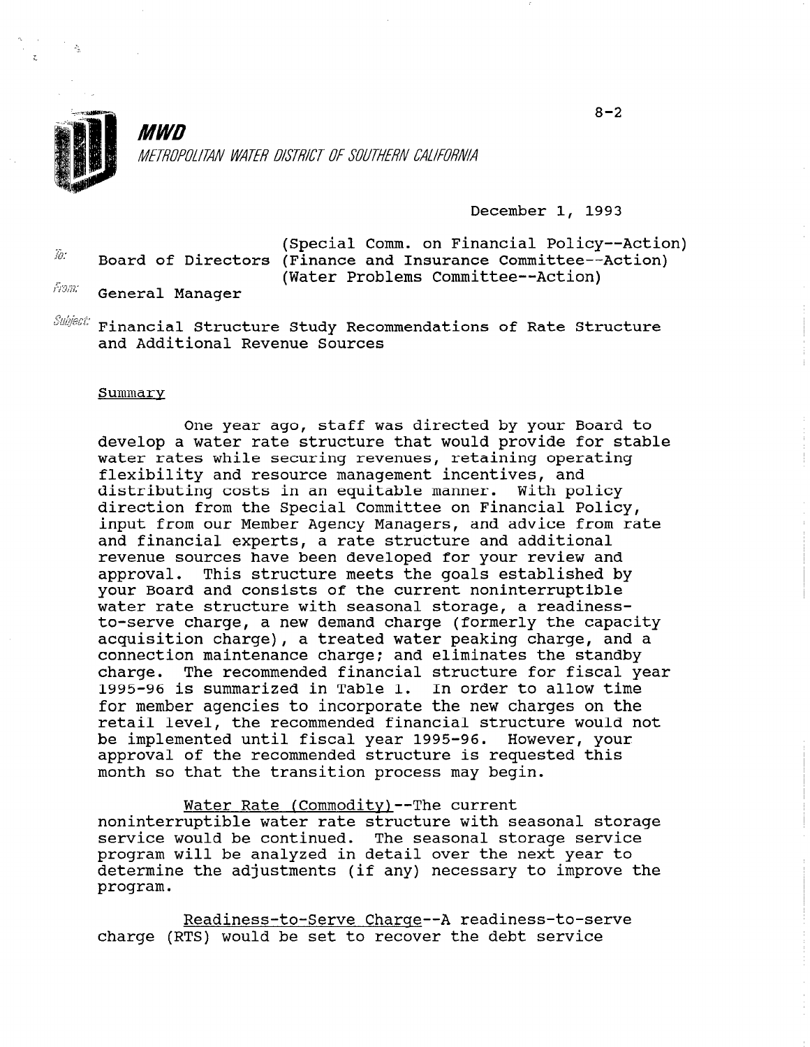8-2

**MWD**

*METROPOLITAN WATER DISTRICT OF SOUTHERN CALIFORNIA*

December 1, 1993

To: Board of Directors (Special Comm. on Financial Policy--Action) (Finance and Insurance Committee--Action) (Water Problems Committee--Action)

From: General Manager

Subject: Financial Structure Study Recommendations of Rate Structure and Additional Revenue Sources

Summary

One year ago, staff was directed by your Board to develop a water rate structure that would provide for stable water rates while securing revenues, retaining operating flexibility and resource management incentives, and distributing costs in an equitable manner. With policy direction from the Special Committee on Financial Policy, input from our Member Agency Managers, and advice from rate and financial experts, a rate structure and additional revenue sources have been developed for your review and approval. This structure meets the goals established by your Board and consists of the current noninterruptible water rate structure with seasonal storage, a readiness-to-serve charge, a new demand charge (formerly the capacity acquisition charge), a treated water peaking charge, and a connection maintenance charge; and eliminates the standby charge. The recommended financial structure for fiscal year 1995-96 is summarized in Table 1. In order to allow time for member agencies to incorporate the new charges on the retail level, the recommended financial structure would not be implemented until fiscal year 1995-96. However, your approval of the recommended structure is requested this month so that the transition process may begin.

Water Rate (Commodity)--The current noninterruptible water rate structure with seasonal storage service would be continued. The seasonal storage service program will be analyzed in detail over the next year to determine the adjustments (if any) necessary to improve the program.

Readiness-to-Serve Charge--A readiness-to-serve charge (RTS) would be set to recover the debt service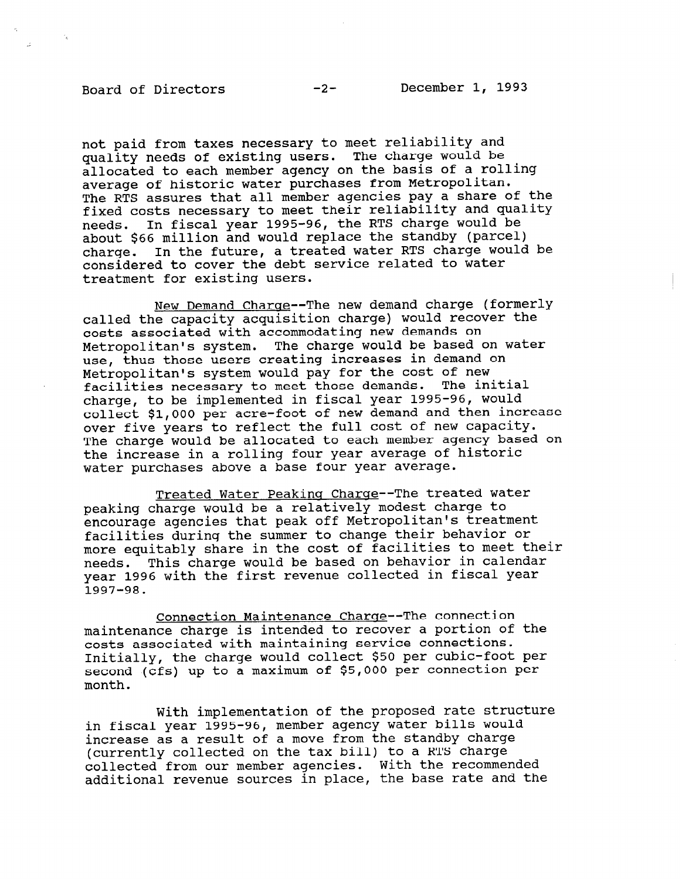not paid from taxes necessary to meet reliability and quality needs of existing users. The charge would be allocated to each member agency on the basis of a rolling average of historic water purchases from Metropolitan. The RTS assures that all member agencies pay a share of the fixed costs necessary to meet their reliability and quality needs. In fiscal year 1995-96, the RTS charge would be about $66 million and would replace the standby (parcel) charge. In the future, a treated water RTS charge would be considered to cover the debt service related to water treatment for existing users.

New Demand Charge--The new demand charge (formerly called the capacity acquisition charge) would recover the costs associated with accommodating new demands on Metropolitan's system. The charge would be based on water use, thus those users creating increases in demand on Metropolitan's system would pay for the cost of new facilities necessary to meet those demands. The initial charge, to be implemented in fiscal year 1995-96, would collect $1,000 per acre-foot of new demand and then increase over five years to reflect the full cost of new capacity. The charge would be allocated to each member agency based on the increase in a rolling four year average of historic water purchases above a base four year average.

Treated Water Peaking Charge--The treated water peaking charge would be a relatively modest charge to encourage agencies that peak off Metropolitan's treatment facilities during the summer to change their behavior or more equitably share in the cost of facilities to meet their needs. This charge would be based on behavior in calendar year 1996 with the first revenue collected in fiscal year 1997-98.

Connection Maintenance Charge--The connection maintenance charge is intended to recover a portion of the costs associated with maintaining service connections. Initially, the charge would collect $50 per cubic-foot per second (cfs) up to a maximum of $5,000 per connection per month.

With implementation of the proposed rate structure in fiscal year 1995-96, member agency water bills would increase as a result of a move from the standby charge (currently collected on the tax bill) to a RTS charge collected from our member agencies. With the recommended additional revenue sources in place, the base rate and the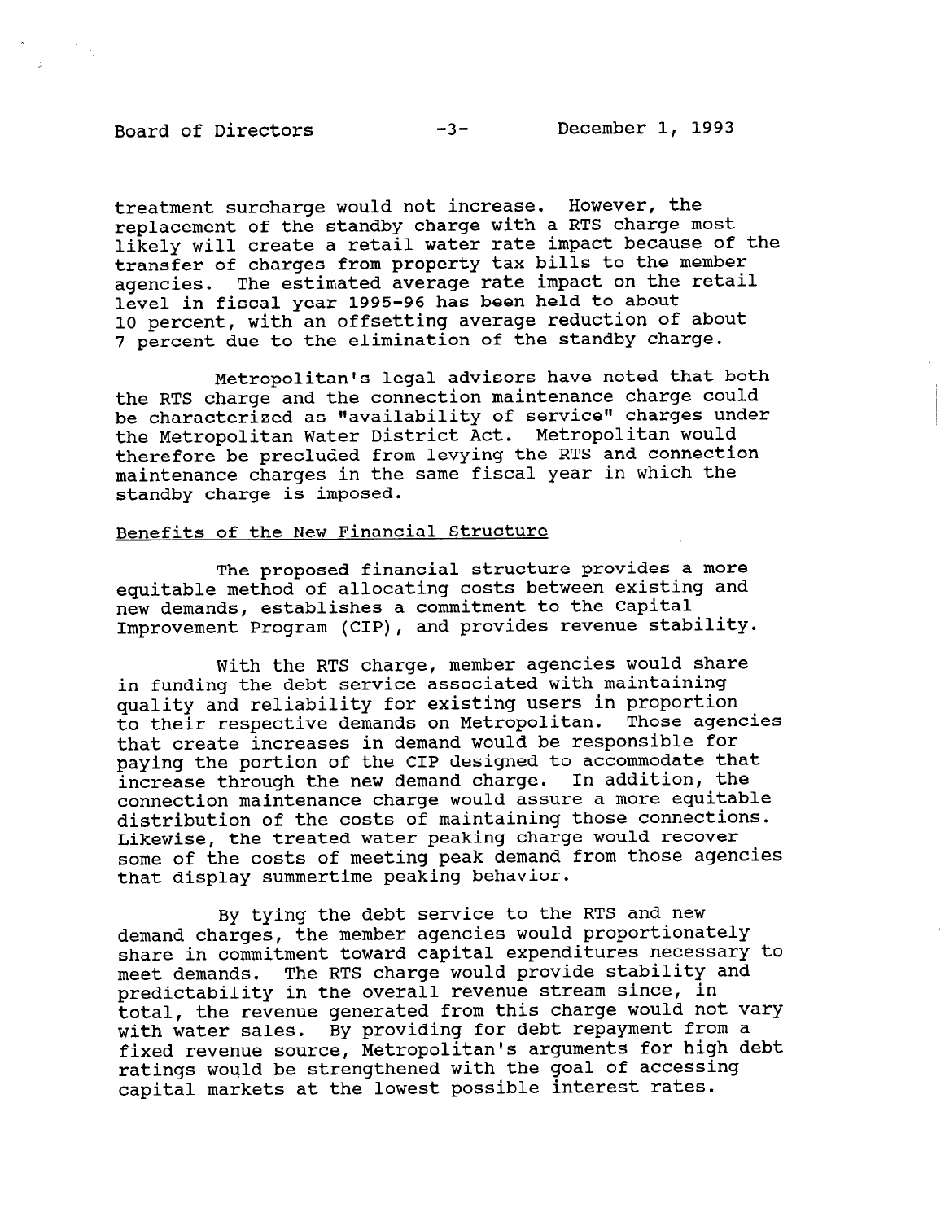treatment surcharge would not increase. However, the replacement of the standby charge with a RTS charge most likely will create a retail water rate impact because of the transfer of charges from property tax bills to the member agencies. The estimated average rate impact on the retail level in fiscal year 1995-96 has been held to about 10 percent, with an offsetting average reduction of about 7 percent due to the elimination of the standby charge.

Metropolitan's legal advisors have noted that both the RTS charge and the connection maintenance charge could be characterized as "availability of service" charges under the Metropolitan Water District Act. Metropolitan would therefore be precluded from levying the RTS and connection maintenance charges in the same fiscal year in which the standby charge is imposed.

## Benefits of the New Financial Structure

The proposed financial structure provides a more equitable method of allocating costs between existing and new demands, establishes a commitment to the Capital Improvement Program (CIP), and provides revenue stability.

With the RTS charge, member agencies would share in funding the debt service associated with maintaining quality and reliability for existing users in proportion to their respective demands on Metropolitan. Those agencies that create increases in demand would be responsible for paying the portion of the CIP designed to accommodate that increase through the new demand charge. In addition, the connection maintenance charge would assure a more equitable distribution of the costs of maintaining those connections. Likewise, the treated water peaking charge would recover some of the costs of meeting peak demand from those agencies that display summertime peaking behavior.

By tying the debt service to the RTS and new demand charges, the member agencies would proportionately share in commitment toward capital expenditures necessary to meet demands. The RTS charge would provide stability and predictability in the overall revenue stream since, in total, the revenue generated from this charge would not vary with water sales. By providing for debt repayment from a fixed revenue source, Metropolitan's arguments for high debt ratings would be strengthened with the goal of accessing capital markets at the lowest possible interest rates.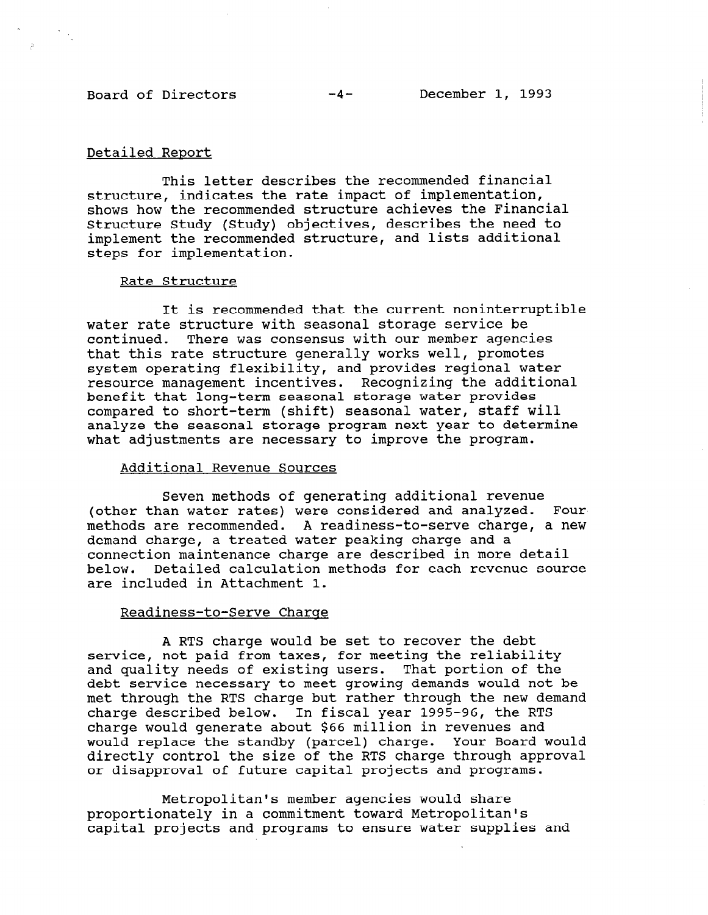## Detailed Report

This letter describes the recommended financial structure, indicates the rate impact of implementation, shows how the recommended structure achieves the Financial Structure Study (Study) objectives, describes the need to implement the recommended structure, and lists additional steps for implementation.

### Rate Structure

It is recommended that the current noninterruptible water rate structure with seasonal storage service be continued. There was consensus with our member agencies that this rate structure generally works well, promotes system operating flexibility, and provides regional water resource management incentives. Recognizing the additional benefit that long-term seasonal storage water provides compared to short-term (shift) seasonal water, staff will analyze the seasonal storage program next year to determine what adjustments are necessary to improve the program.

### Additional Revenue Sources

Seven methods of generating additional revenue (other than water rates) were considered and analyzed. Four methods are recommended. A readiness-to-serve charge, a new demand charge, a treated water peaking charge and a connection maintenance charge are described in more detail below. Detailed calculation methods for each revenue source are included in Attachment 1.

### Readiness-to-Serve Charge

A RTS charge would be set to recover the debt service, not paid from taxes, for meeting the reliability and quality needs of existing users. That portion of the debt service necessary to meet growing demands would not be met through the RTS charge but rather through the new demand charge described below. In fiscal year 1995-96, the RTS charge would generate about $66 million in revenues and would replace the standby (parcel) charge. Your Board would directly control the size of the RTS charge through approval or disapproval of future capital projects and programs.

Metropolitan's member agencies would share proportionately in a commitment toward Metropolitan's capital projects and programs to ensure water supplies and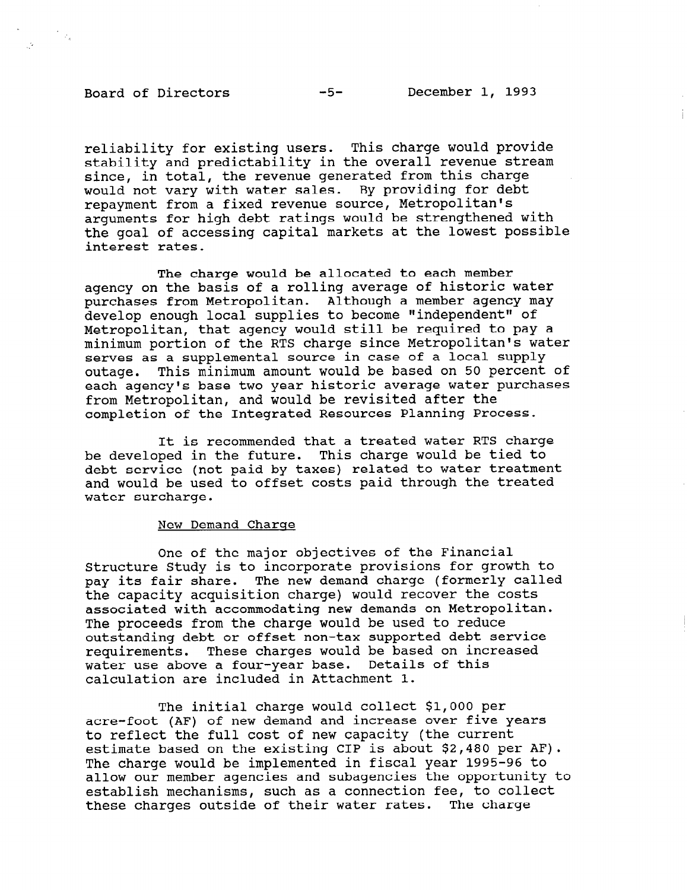reliability for existing users. This charge would provide stability and predictability in the overall revenue stream since, in total, the revenue generated from this charge would not vary with water sales. By providing for debt repayment from a fixed revenue source, Metropolitan's arguments for high debt ratings would be strengthened with the goal of accessing capital markets at the lowest possible interest rates.

The charge would be allocated to each member agency on the basis of a rolling average of historic water purchases from Metropolitan. Although a member agency may develop enough local supplies to become "independent" of Metropolitan, that agency would still be required to pay a minimum portion of the RTS charge since Metropolitan's water serves as a supplemental source in case of a local supply outage. This minimum amount would be based on 50 percent of each agency's base two year historic average water purchases from Metropolitan, and would be revisited after the completion of the Integrated Resources Planning Process.

It is recommended that a treated water RTS charge be developed in the future. This charge would be tied to debt service (not paid by taxes) related to water treatment and would be used to offset costs paid through the treated water surcharge.

<u>New Demand Charge</u>

One of the major objectives of the Financial Structure Study is to incorporate provisions for growth to pay its fair share. The new demand charge (formerly called the capacity acquisition charge) would recover the costs associated with accommodating new demands on Metropolitan. The proceeds from the charge would be used to reduce outstanding debt or offset non-tax supported debt service requirements. These charges would be based on increased water use above a four-year base. Details of this calculation are included in Attachment 1.

The initial charge would collect $1,000 per acre-foot (AF) of new demand and increase over five years to reflect the full cost of new capacity (the current estimate based on the existing CIP is about $2,480 per AF). The charge would be implemented in fiscal year 1995-96 to allow our member agencies and subagencies the opportunity to establish mechanisms, such as a connection fee, to collect these charges outside of their water rates. The charge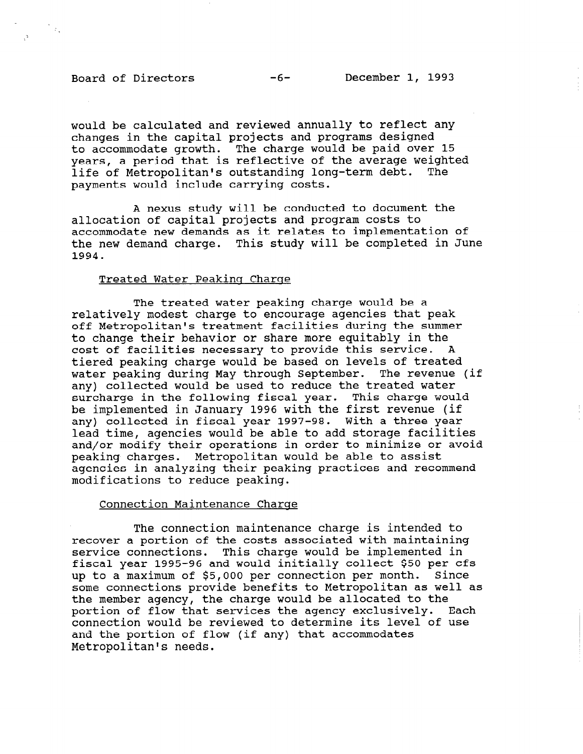would be calculated and reviewed annually to reflect any changes in the capital projects and programs designed to accommodate growth. The charge would be paid over 15 years, a period that is reflective of the average weighted life of Metropolitan's outstanding long-term debt. The payments would include carrying costs.

A nexus study will be conducted to document the allocation of capital projects and program costs to accommodate new demands as it relates to implementation of the new demand charge. This study will be completed in June 1994.

Treated Water Peaking Charge

The treated water peaking charge would be a relatively modest charge to encourage agencies that peak off Metropolitan's treatment facilities during the summer to change their behavior or share more equitably in the cost of facilities necessary to provide this service. A tiered peaking charge would be based on levels of treated water peaking during May through September. The revenue (if any) collected would be used to reduce the treated water surcharge in the following fiscal year. This charge would be implemented in January 1996 with the first revenue (if any) collected in fiscal year 1997-98. With a three year lead time, agencies would be able to add storage facilities and/or modify their operations in order to minimize or avoid peaking charges. Metropolitan would be able to assist agencies in analyzing their peaking practices and recommend modifications to reduce peaking.

Connection Maintenance Charge

The connection maintenance charge is intended to recover a portion of the costs associated with maintaining service connections. This charge would be implemented in fiscal year 1995-96 and would initially collect $50 per cfs up to a maximum of $5,000 per connection per month. Since some connections provide benefits to Metropolitan as well as the member agency, the charge would be allocated to the portion of flow that services the agency exclusively. Each connection would be reviewed to determine its level of use and the portion of flow (if any) that accommodates Metropolitan's needs.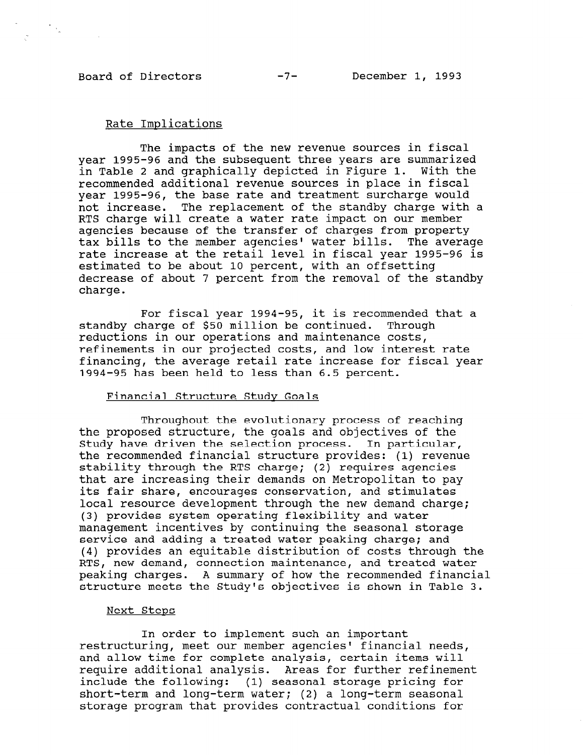## Rate Implications

The impacts of the new revenue sources in fiscal year 1995-96 and the subsequent three years are summarized in Table 2 and graphically depicted in Figure 1. With the recommended additional revenue sources in place in fiscal year 1995-96, the base rate and treatment surcharge would not increase. The replacement of the standby charge with a RTS charge will create a water rate impact on our member agencies because of the transfer of charges from property tax bills to the member agencies' water bills. The average rate increase at the retail level in fiscal year 1995-96 is estimated to be about 10 percent, with an offsetting decrease of about 7 percent from the removal of the standby charge.

For fiscal year 1994-95, it is recommended that a standby charge of $50 million be continued. Through reductions in our operations and maintenance costs, refinements in our projected costs, and low interest rate financing, the average retail rate increase for fiscal year 1994-95 has been held to less than 6.5 percent.

## Financial Structure Study Goals

Throughout the evolutionary process of reaching the proposed structure, the goals and objectives of the Study have driven the selection process. In particular, the recommended financial structure provides: (1) revenue stability through the RTS charge; (2) requires agencies that are increasing their demands on Metropolitan to pay its fair share, encourages conservation, and stimulates local resource development through the new demand charge; (3) provides system operating flexibility and water management incentives by continuing the seasonal storage service and adding a treated water peaking charge; and (4) provides an equitable distribution of costs through the RTS, new demand, connection maintenance, and treated water peaking charges. A summary of how the recommended financial structure meets the Study's objectives is shown in Table 3.

## Next Steps

In order to implement such an important restructuring, meet our member agencies' financial needs, and allow time for complete analysis, certain items will require additional analysis. Areas for further refinement include the following: (1) seasonal storage pricing for short-term and long-term water; (2) a long-term seasonal storage program that provides contractual conditions for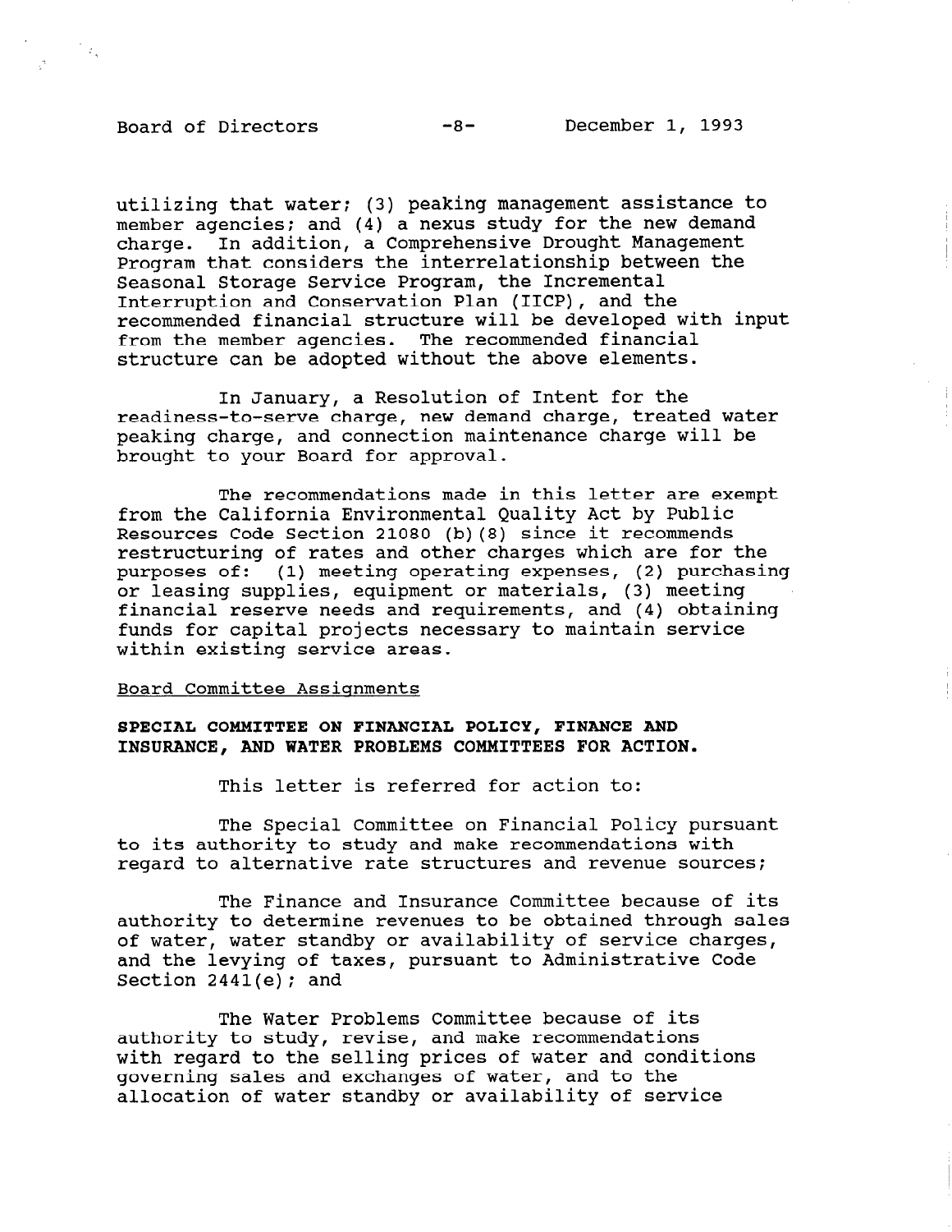utilizing that water; (3) peaking management assistance to member agencies; and (4) a nexus study for the new demand charge. In addition, a Comprehensive Drought Management Program that considers the interrelationship between the Seasonal Storage Service Program, the Incremental Interruption and Conservation Plan (IICP), and the recommended financial structure will be developed with input from the member agencies. The recommended financial structure can be adopted without the above elements.

In January, a Resolution of Intent for the readiness-to-serve charge, new demand charge, treated water peaking charge, and connection maintenance charge will be brought to your Board for approval.

The recommendations made in this letter are exempt from the California Environmental Quality Act by Public Resources Code Section 21080 (b)(8) since it recommends restructuring of rates and other charges which are for the purposes of: (1) meeting operating expenses, (2) purchasing or leasing supplies, equipment or materials, (3) meeting financial reserve needs and requirements, and (4) obtaining funds for capital projects necessary to maintain service within existing service areas.

Board Committee Assignments

**SPECIAL COMMITTEE ON FINANCIAL POLICY, FINANCE AND INSURANCE, AND WATER PROBLEMS COMMITTEES FOR ACTION.**

This letter is referred for action to:

The Special Committee on Financial Policy pursuant to its authority to study and make recommendations with regard to alternative rate structures and revenue sources;

The Finance and Insurance Committee because of its authority to determine revenues to be obtained through sales of water, water standby or availability of service charges, and the levying of taxes, pursuant to Administrative Code Section 2441(e); and

The Water Problems Committee because of its authority to study, revise, and make recommendations with regard to the selling prices of water and conditions governing sales and exchanges of water, and to the allocation of water standby or availability of service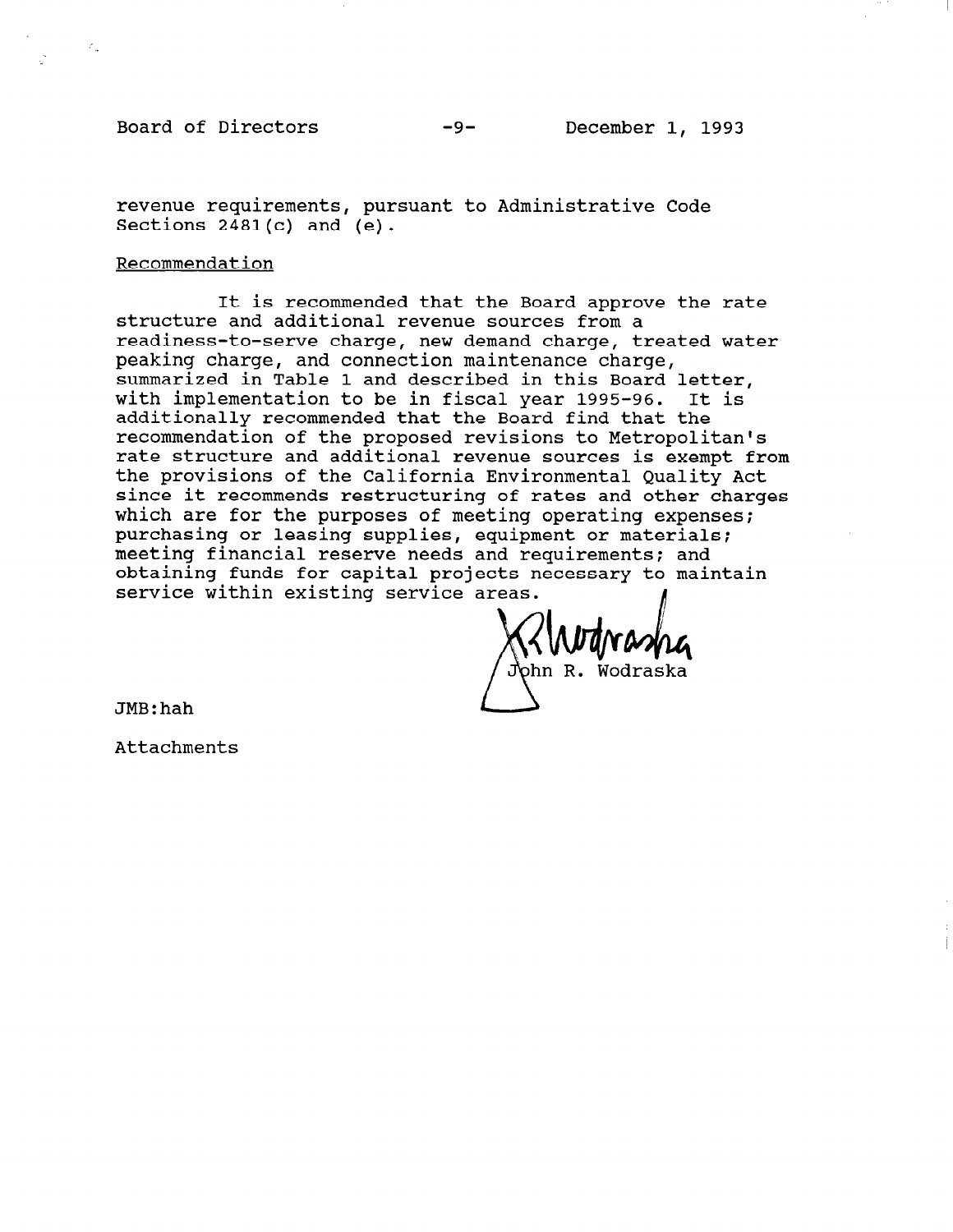revenue requirements, pursuant to Administrative Code Sections 2481(c) and (e).

Recommendation

It is recommended that the Board approve the rate structure and additional revenue sources from a readiness-to-serve charge, new demand charge, treated water peaking charge, and connection maintenance charge, summarized in Table 1 and described in this Board letter, with implementation to be in fiscal year 1995-96. It is additionally recommended that the Board find that the recommendation of the proposed revisions to Metropolitan's rate structure and additional revenue sources is exempt from the provisions of the California Environmental Quality Act since it recommends restructuring of rates and other charges which are for the purposes of meeting operating expenses; purchasing or leasing supplies, equipment or materials; meeting financial reserve needs and requirements; and obtaining funds for capital projects necessary to maintain service within existing service areas.

John R. Wodraska

JMB:hah

Attachments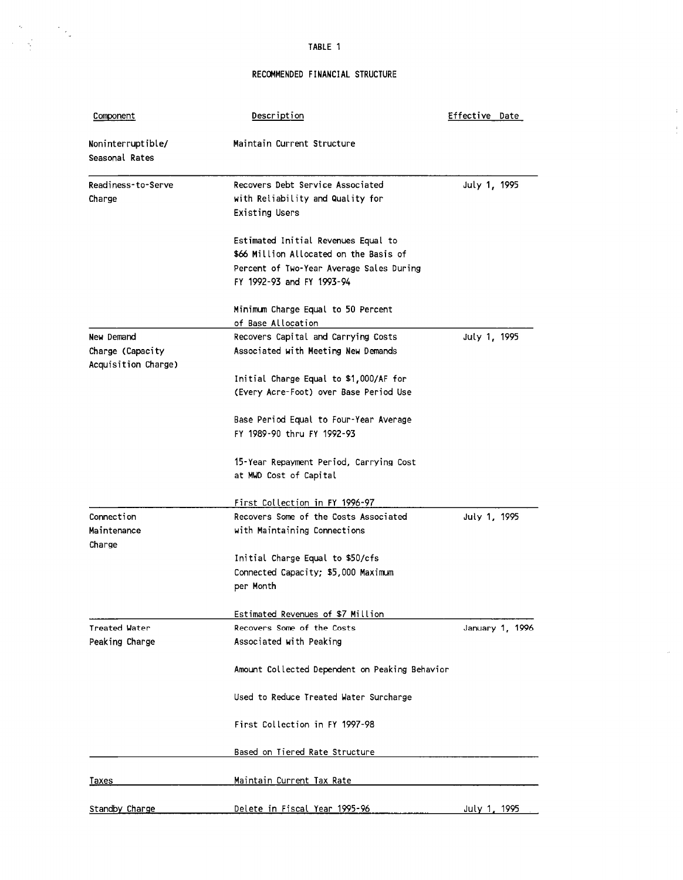TABLE 1

RECOMMENDED FINANCIAL STRUCTURE

| Component | Description | Effective Date |
|---|---|---|
| Noninterruptible/ Seasonal Rates | Maintain Current Structure | |
| Readiness-to-Serve Charge | Recovers Debt Service Associated with Reliability and Quality for Existing Users<br><br>Estimated Initial Revenues Equal to $66 Million Allocated on the Basis of Percent of Two-Year Average Sales During FY 1992-93 and FY 1993-94<br><br>Minimum Charge Equal to 50 Percent of Base Allocation | July 1, 1995 |
| New Demand Charge (Capacity Acquisition Charge) | Recovers Capital and Carrying Costs Associated with Meeting New Demands<br><br>Initial Charge Equal to $1,000/AF for (Every Acre-Foot) over Base Period Use<br><br>Base Period Equal to Four-Year Average FY 1989-90 thru FY 1992-93<br><br>15-Year Repayment Period, Carrying Cost at MWD Cost of Capital<br><br>First Collection in FY 1996-97 | July 1, 1995 |
| Connection Maintenance Charge | Recovers Some of the Costs Associated with Maintaining Connections<br><br>Initial Charge Equal to $50/cfs Connected Capacity; $5,000 Maximum per Month<br><br>Estimated Revenues of $7 Million | July 1, 1995 |
| Treated Water Peaking Charge | Recovers Some of the Costs Associated with Peaking<br><br>Amount Collected Dependent on Peaking Behavior<br><br>Used to Reduce Treated Water Surcharge<br><br>First Collection in FY 1997-98<br><br>Based on Tiered Rate Structure | January 1, 1996 |
| Taxes | Maintain Current Tax Rate | |
| Standby Charge | Delete in Fiscal Year 1995-96 | July 1, 1995 |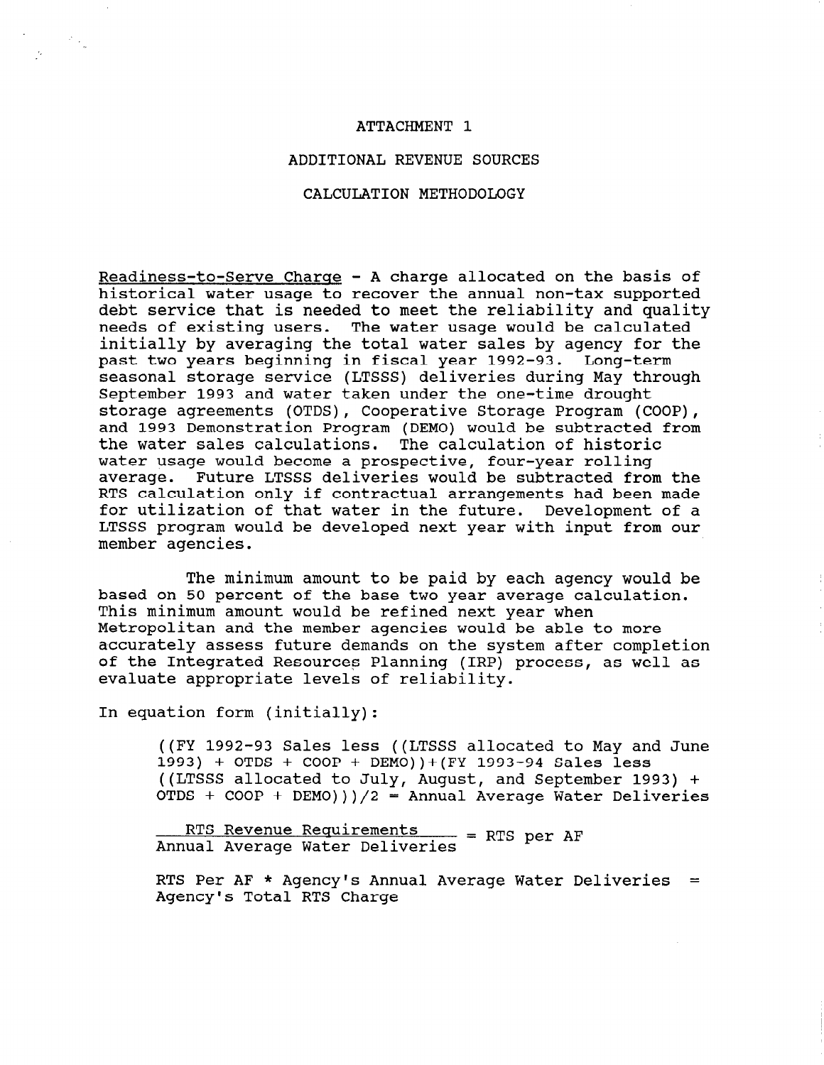ATTACHMENT 1

ADDITIONAL REVENUE SOURCES

CALCULATION METHODOLOGY

<u>Readiness-to-Serve Charge</u> - A charge allocated on the basis of historical water usage to recover the annual non-tax supported debt service that is needed to meet the reliability and quality needs of existing users. The water usage would be calculated initially by averaging the total water sales by agency for the past two years beginning in fiscal year 1992-93. Long-term seasonal storage service (LTSSS) deliveries during May through September 1993 and water taken under the one-time drought storage agreements (OTDS), Cooperative Storage Program (COOP), and 1993 Demonstration Program (DEMO) would be subtracted from the water sales calculations. The calculation of historic water usage would become a prospective, four-year rolling average. Future LTSSS deliveries would be subtracted from the RTS calculation only if contractual arrangements had been made for utilization of that water in the future. Development of a LTSSS program would be developed next year with input from our member agencies.

The minimum amount to be paid by each agency would be based on 50 percent of the base two year average calculation. This minimum amount would be refined next year when Metropolitan and the member agencies would be able to more accurately assess future demands on the system after completion of the Integrated Resources Planning (IRP) process, as well as evaluate appropriate levels of reliability.

In equation form (initially):

((FY 1992-93 Sales less ((LTSSS allocated to May and June 1993) + OTDS + COOP + DEMO))+(FY 1993-94 Sales less ((LTSSS allocated to July, August, and September 1993) + OTDS + COOP + DEMO)))/2 = Annual Average Water Deliveries

$$\frac{\text{RTS Revenue Requirements}}{\text{Annual Average Water Deliveries}} = \text{RTS per AF}$$

RTS Per AF * Agency's Annual Average Water Deliveries = Agency's Total RTS Charge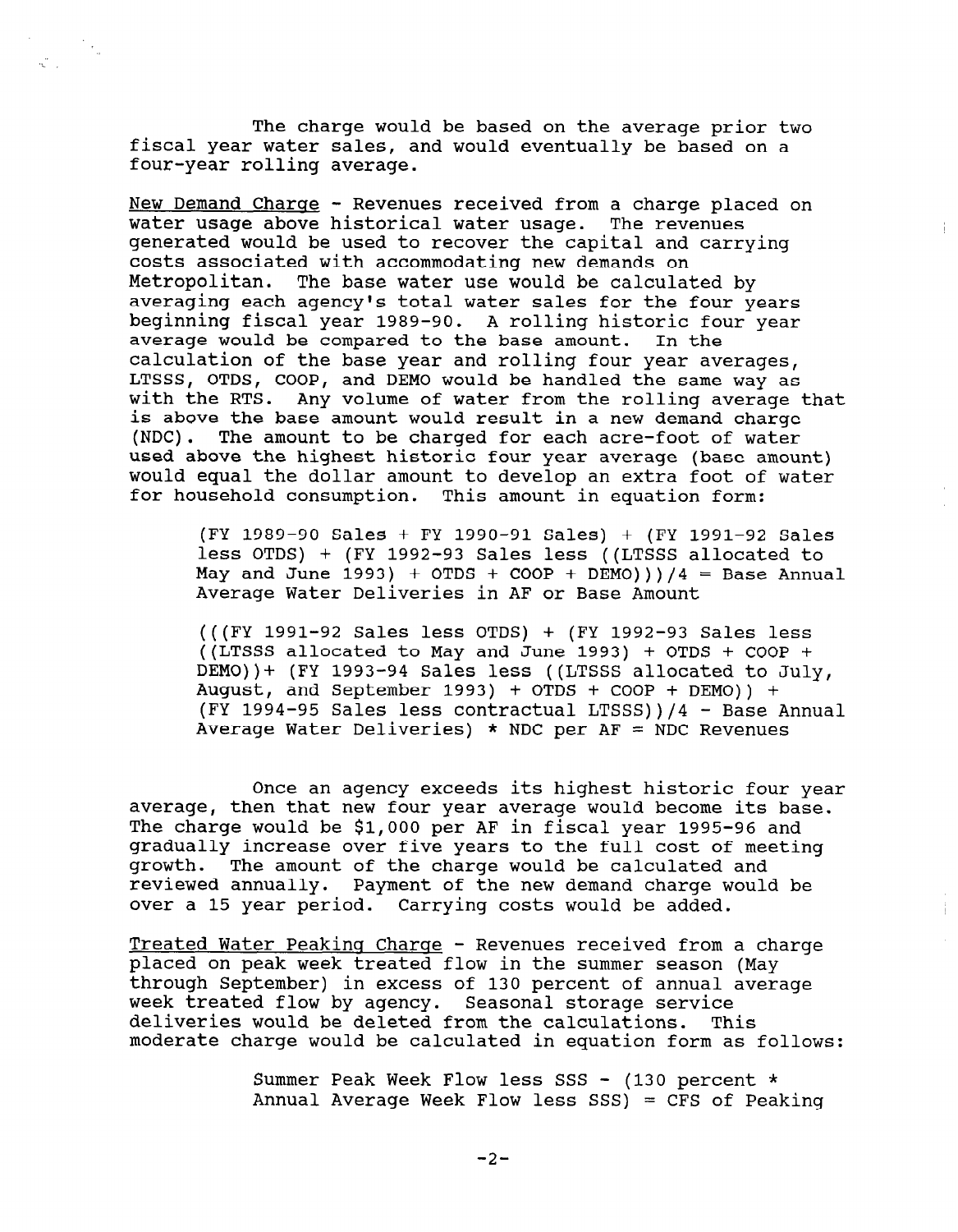The charge would be based on the average prior two fiscal year water sales, and would eventually be based on a four-year rolling average.

<u>New Demand Charge</u> - Revenues received from a charge placed on water usage above historical water usage. The revenues generated would be used to recover the capital and carrying costs associated with accommodating new demands on Metropolitan. The base water use would be calculated by averaging each agency's total water sales for the four years beginning fiscal year 1989-90. A rolling historic four year average would be compared to the base amount. In the calculation of the base year and rolling four year averages, LTSSS, OTDS, COOP, and DEMO would be handled the same way as with the RTS. Any volume of water from the rolling average that is above the base amount would result in a new demand charge (NDC). The amount to be charged for each acre-foot of water used above the highest historic four year average (base amount) would equal the dollar amount to develop an extra foot of water for household consumption. This amount in equation form:

> (FY 1989-90 Sales + FY 1990-91 Sales) + (FY 1991-92 Sales less OTDS) + (FY 1992-93 Sales less ((LTSSS allocated to May and June 1993) + OTDS + COOP + DEMO)))/4 = Base Annual Average Water Deliveries in AF or Base Amount
>
> (((FY 1991-92 Sales less OTDS) + (FY 1992-93 Sales less ((LTSSS allocated to May and June 1993) + OTDS + COOP + DEMO))+ (FY 1993-94 Sales less ((LTSSS allocated to July, August, and September 1993) + OTDS + COOP + DEMO)) + (FY 1994-95 Sales less contractual LTSSS))/4 - Base Annual Average Water Deliveries) * NDC per AF = NDC Revenues

Once an agency exceeds its highest historic four year average, then that new four year average would become its base. The charge would be $1,000 per AF in fiscal year 1995-96 and gradually increase over five years to the full cost of meeting growth. The amount of the charge would be calculated and reviewed annually. Payment of the new demand charge would be over a 15 year period. Carrying costs would be added.

<u>Treated Water Peaking Charge</u> - Revenues received from a charge placed on peak week treated flow in the summer season (May through September) in excess of 130 percent of annual average week treated flow by agency. Seasonal storage service deliveries would be deleted from the calculations. This moderate charge would be calculated in equation form as follows:

> Summer Peak Week Flow less SSS - (130 percent * Annual Average Week Flow less SSS) = CFS of Peaking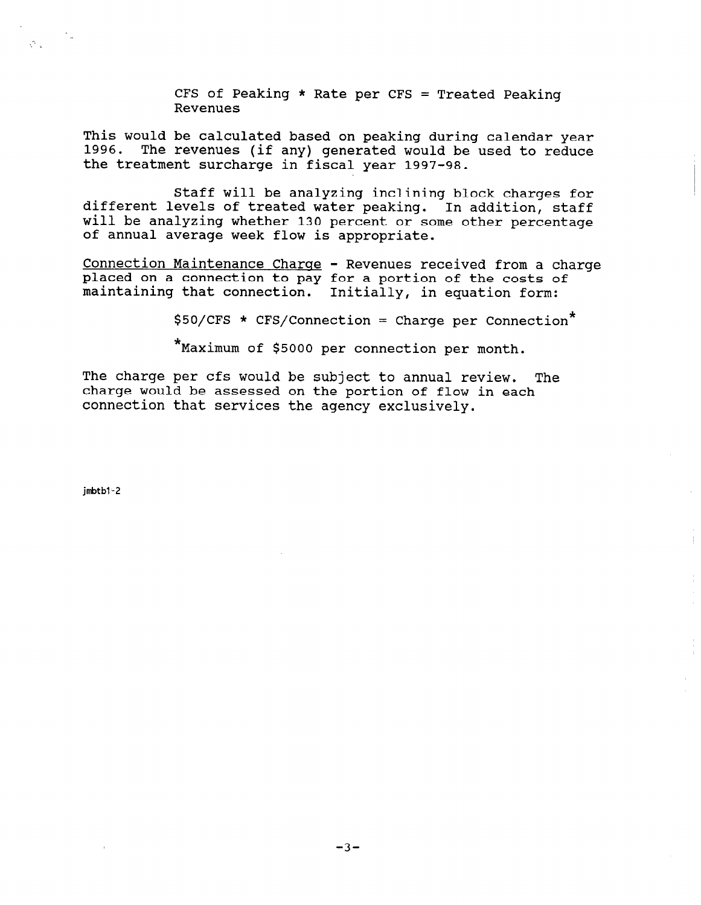CFS of Peaking * Rate per CFS = Treated Peaking Revenues

This would be calculated based on peaking during calendar year 1996. The revenues (if any) generated would be used to reduce the treatment surcharge in fiscal year 1997-98.

Staff will be analyzing inclining block charges for different levels of treated water peaking. In addition, staff will be analyzing whether 130 percent or some other percentage of annual average week flow is appropriate.

Connection Maintenance Charge - Revenues received from a charge placed on a connection to pay for a portion of the costs of maintaining that connection. Initially, in equation form:

$50/CFS * CFS/Connection = Charge per Connection*

*Maximum of $5000 per connection per month.

The charge per cfs would be subject to annual review. The charge would be assessed on the portion of flow in each connection that services the agency exclusively.

jmbtb1-2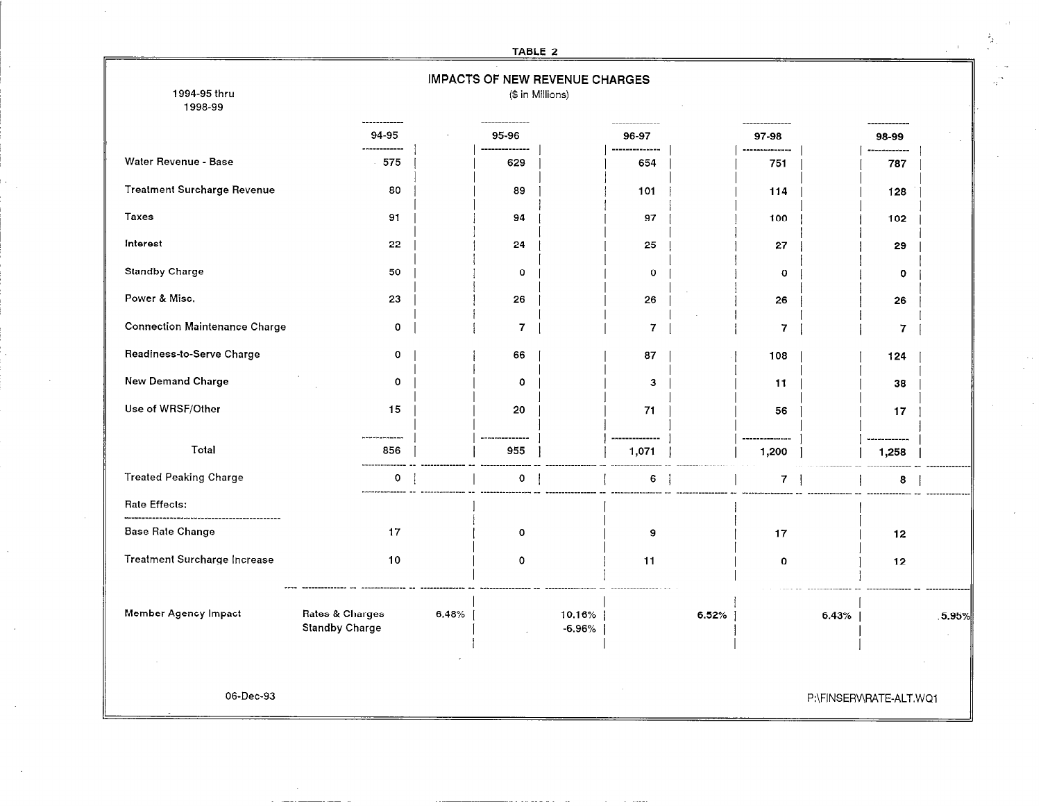TABLE 2

# IMPACTS OF NEW REVENUE CHARGES

($ in Millions)

1994-95 thru 1998-99

| | 94-95 | 95-96 | 96-97 | 97-98 | 98-99 |
|---|---|---|---|---|---|
| Water Revenue - Base | 575 | 629 | 654 | 751 | 787 |
| Treatment Surcharge Revenue | 80 | 89 | 101 | 114 | 128 |
| Taxes | 91 | 94 | 97 | 100 | 102 |
| Interest | 22 | 24 | 25 | 27 | 29 |
| Standby Charge | 50 | 0 | 0 | 0 | 0 |
| Power & Misc. | 23 | 26 | 26 | 26 | 26 |
| Connection Maintenance Charge | 0 | 7 | 7 | 7 | 7 |
| Readiness-to-Serve Charge | 0 | 66 | 87 | 108 | 124 |
| New Demand Charge | 0 | 0 | 3 | 11 | 38 |
| Use of WRSF/Other | 15 | 20 | 71 | 56 | 17 |
| Total | 856 | 955 | 1,071 | 1,200 | 1,258 |
| Treated Peaking Charge | 0 | 0 | 6 | 7 | 8 |
| Rate Effects: | | | | | |
| Base Rate Change | 17 | 0 | 9 | 17 | 12 |
| Treatment Surcharge Increase | 10 | 0 | 11 | 0 | 12 |
| Member Agency Impact — Rates & Charges | 6.48% | 10.16% | 6.52% | 6.43% | 5.95% |
| Member Agency Impact — Standby Charge | | -6.96% | | | |

06-Dec-93

P:\FINSERV\RATE-ALT.WQ1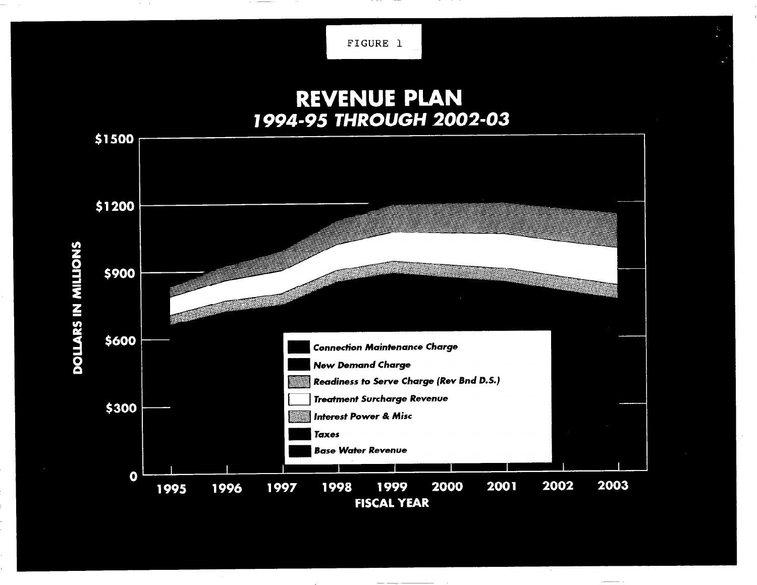FIGURE 1

# REVENUE PLAN
## *1994-95 THROUGH 2002-03*

DOLLARS IN MILLIONS

$1500

$1200

$900

$600

$300

0

1995 1996 1997 1998 1999 2000 2001 2002 2003

FISCAL YEAR

- *Connection Maintenance Charge*
- *New Demand Charge*
- *Readiness to Serve Charge (Rev Bnd D.S.)*
- *Treatment Surcharge Revenue*
- *Interest Power & Misc*
- *Taxes*
- *Base Water Revenue*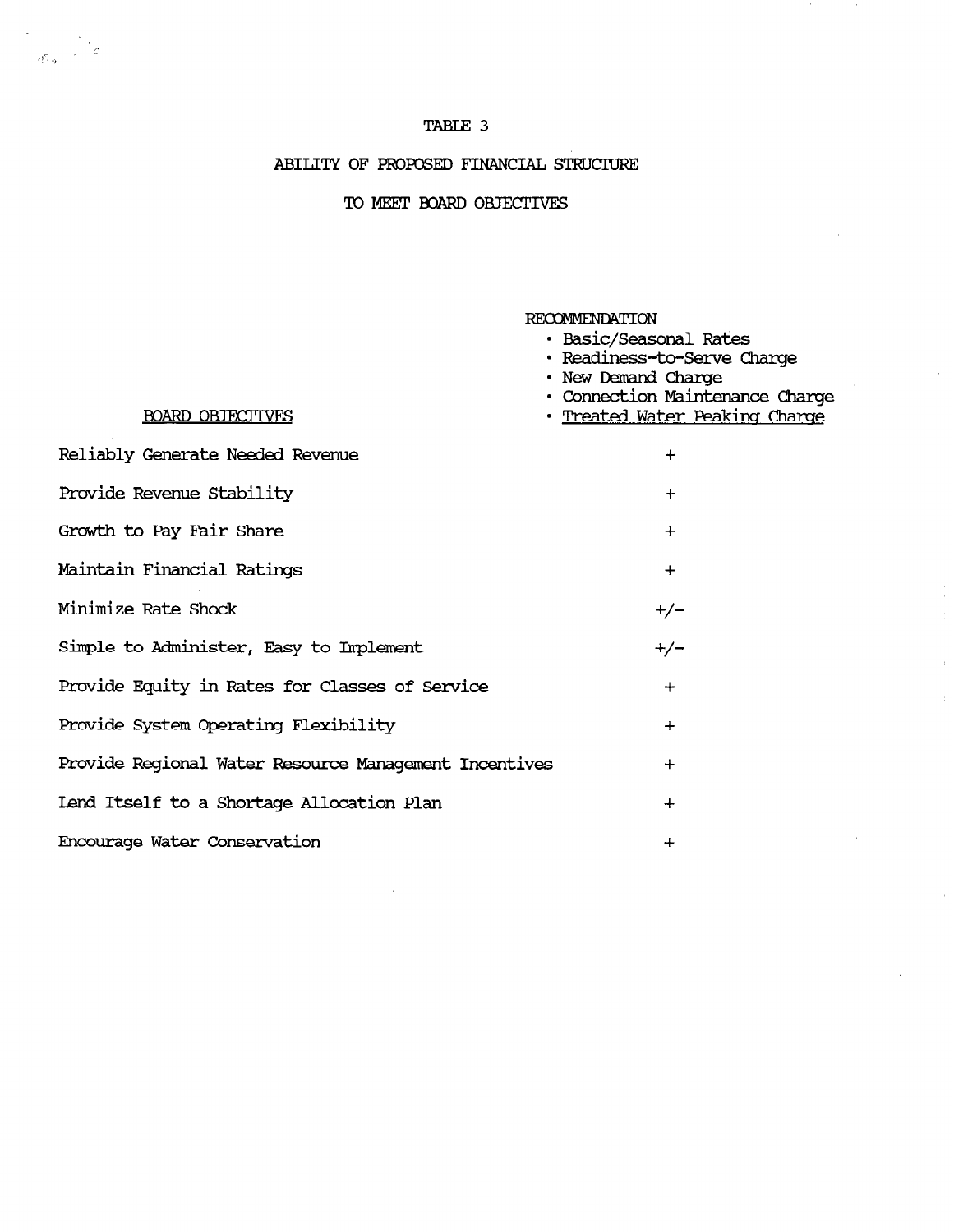# TABLE 3

## ABILITY OF PROPOSED FINANCIAL STRUCTURE TO MEET BOARD OBJECTIVES

| BOARD OBJECTIVES | RECOMMENDATION<br>• Basic/Seasonal Rates<br>• Readiness-to-Serve Charge<br>• New Demand Charge<br>• Connection Maintenance Charge<br>• Treated Water Peaking Charge |
|---|---|
| Reliably Generate Needed Revenue | + |
| Provide Revenue Stability | + |
| Growth to Pay Fair Share | + |
| Maintain Financial Ratings | + |
| Minimize Rate Shock | +/- |
| Simple to Administer, Easy to Implement | +/- |
| Provide Equity in Rates for Classes of Service | + |
| Provide System Operating Flexibility | + |
| Provide Regional Water Resource Management Incentives | + |
| Lend Itself to a Shortage Allocation Plan | + |
| Encourage Water Conservation | + |